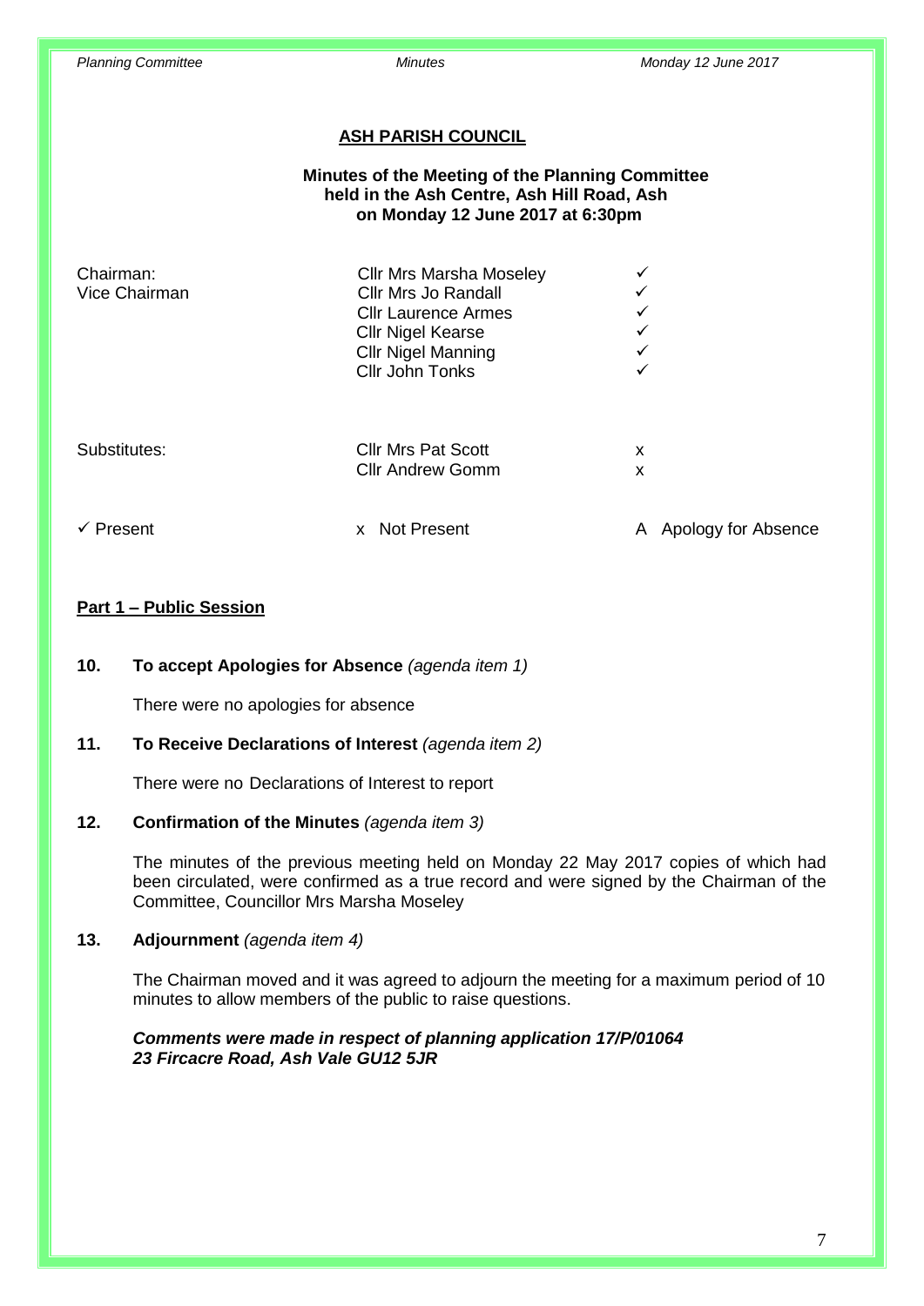## ASH PARISH COUNCIL

**Minutes of the Meeting of the Planning Committee held in the Ash Centre, Ash Hill Road, Ash on Monday 12 June 2017 at 6:30pm**

| | | |
|---|---|---|
| Chairman: | Cllr Mrs Marsha Moseley | ✓ |
| Vice Chairman | Cllr Mrs Jo Randall | ✓ |
| | Cllr Laurence Armes | ✓ |
| | Cllr Nigel Kearse | ✓ |
| | Cllr Nigel Manning | ✓ |
| | Cllr John Tonks | ✓ |
| Substitutes: | Cllr Mrs Pat Scott | x |
| | Cllr Andrew Gomm | x |

✓ Present x Not Present A Apology for Absence

**Part 1 – Public Session**

**10. To accept Apologies for Absence** *(agenda item 1)*

There were no apologies for absence

**11. To Receive Declarations of Interest** *(agenda item 2)*

There were no Declarations of Interest to report

**12. Confirmation of the Minutes** *(agenda item 3)*

The minutes of the previous meeting held on Monday 22 May 2017 copies of which had been circulated, were confirmed as a true record and were signed by the Chairman of the Committee, Councillor Mrs Marsha Moseley

**13. Adjournment** *(agenda item 4)*

The Chairman moved and it was agreed to adjourn the meeting for a maximum period of 10 minutes to allow members of the public to raise questions.

***Comments were made in respect of planning application 17/P/01064 23 Fircacre Road, Ash Vale GU12 5JR***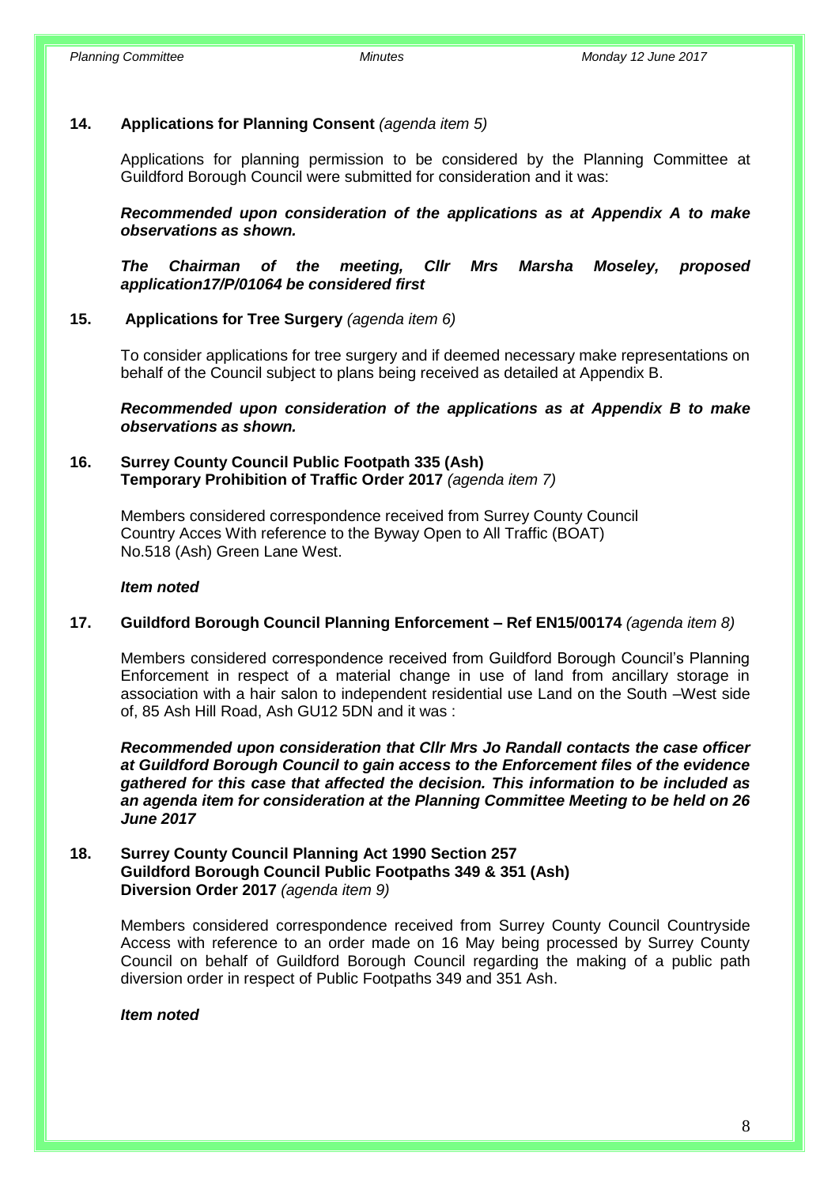## 14. Applications for Planning Consent *(agenda item 5)*

Applications for planning permission to be considered by the Planning Committee at Guildford Borough Council were submitted for consideration and it was:

***Recommended upon consideration of the applications as at Appendix A to make observations as shown.***

***The Chairman of the meeting, Cllr Mrs Marsha Moseley, proposed application17/P/01064 be considered first***

## 15. Applications for Tree Surgery *(agenda item 6)*

To consider applications for tree surgery and if deemed necessary make representations on behalf of the Council subject to plans being received as detailed at Appendix B.

***Recommended upon consideration of the applications as at Appendix B to make observations as shown.***

## 16. Surrey County Council Public Footpath 335 (Ash) Temporary Prohibition of Traffic Order 2017 *(agenda item 7)*

Members considered correspondence received from Surrey County Council Country Acces With reference to the Byway Open to All Traffic (BOAT) No.518 (Ash) Green Lane West.

***Item noted***

## 17. Guildford Borough Council Planning Enforcement – Ref EN15/00174 *(agenda item 8)*

Members considered correspondence received from Guildford Borough Council's Planning Enforcement in respect of a material change in use of land from ancillary storage in association with a hair salon to independent residential use Land on the South –West side of, 85 Ash Hill Road, Ash GU12 5DN and it was :

***Recommended upon consideration that Cllr Mrs Jo Randall contacts the case officer at Guildford Borough Council to gain access to the Enforcement files of the evidence gathered for this case that affected the decision. This information to be included as an agenda item for consideration at the Planning Committee Meeting to be held on 26 June 2017***

## 18. Surrey County Council Planning Act 1990 Section 257 Guildford Borough Council Public Footpaths 349 & 351 (Ash) Diversion Order 2017 *(agenda item 9)*

Members considered correspondence received from Surrey County Council Countryside Access with reference to an order made on 16 May being processed by Surrey County Council on behalf of Guildford Borough Council regarding the making of a public path diversion order in respect of Public Footpaths 349 and 351 Ash.

***Item noted***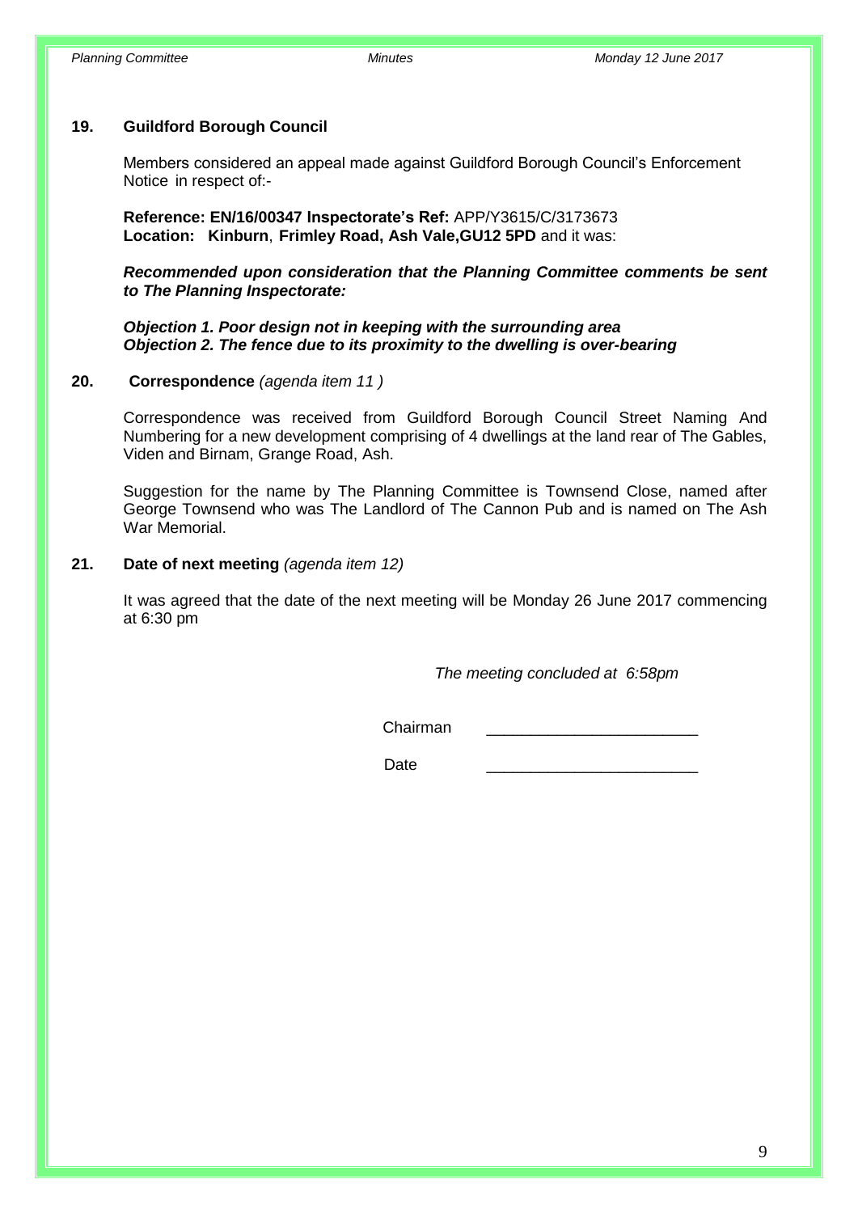**19. Guildford Borough Council**

Members considered an appeal made against Guildford Borough Council's Enforcement Notice in respect of:-

**Reference: EN/16/00347 Inspectorate's Ref:** APP/Y3615/C/3173673
**Location: Kinburn**, **Frimley Road, Ash Vale,GU12 5PD** and it was:

***Recommended upon consideration that the Planning Committee comments be sent to The Planning Inspectorate:***

***Objection 1. Poor design not in keeping with the surrounding area***
***Objection 2. The fence due to its proximity to the dwelling is over-bearing***

**20. Correspondence** *(agenda item 11 )*

Correspondence was received from Guildford Borough Council Street Naming And Numbering for a new development comprising of 4 dwellings at the land rear of The Gables, Viden and Birnam, Grange Road, Ash.

Suggestion for the name by The Planning Committee is Townsend Close, named after George Townsend who was The Landlord of The Cannon Pub and is named on The Ash War Memorial.

**21. Date of next meeting** *(agenda item 12)*

It was agreed that the date of the next meeting will be Monday 26 June 2017 commencing at 6:30 pm

*The meeting concluded at 6:58pm*

Chairman ________________________

Date ________________________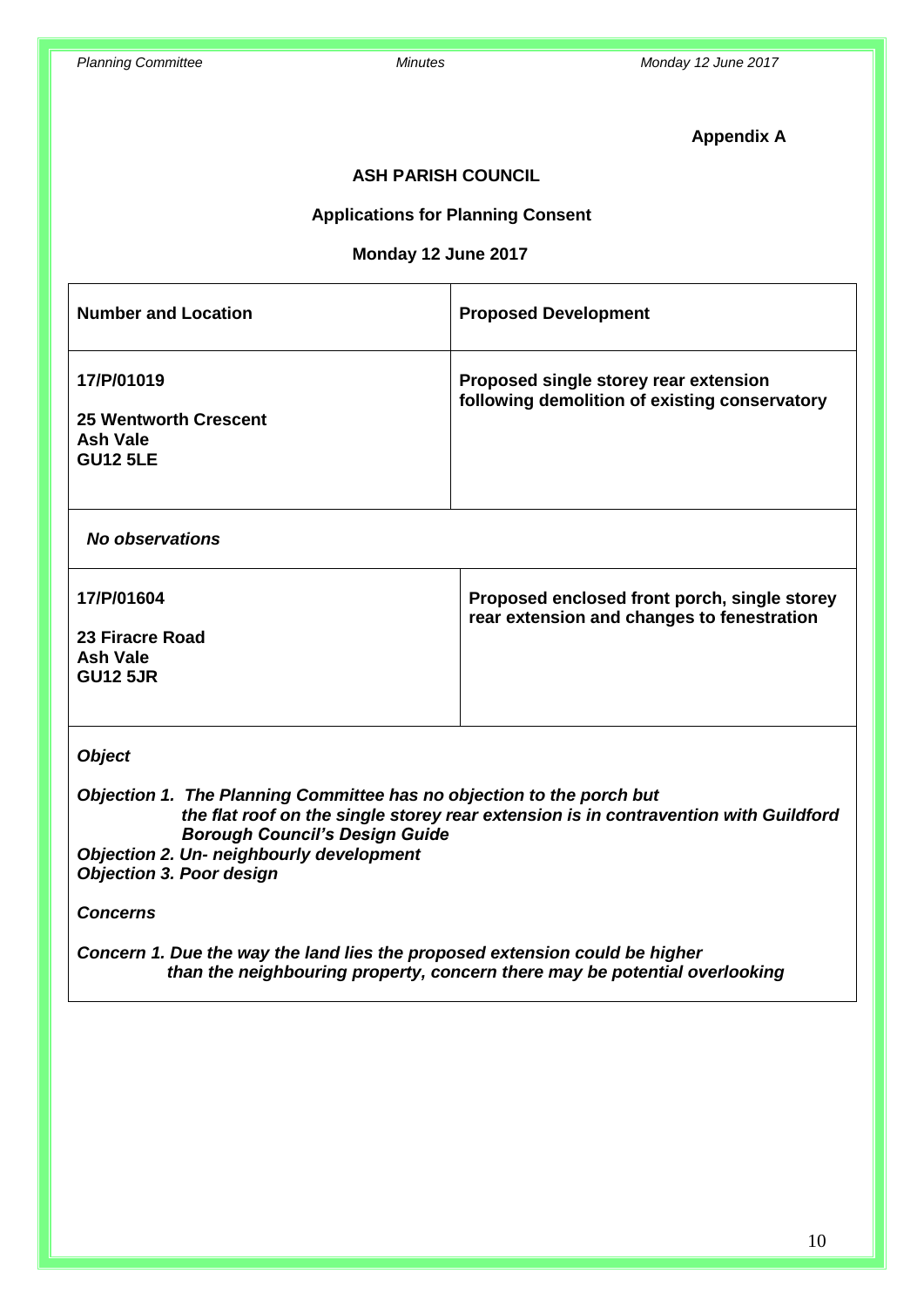**Appendix A**

**ASH PARISH COUNCIL**

**Applications for Planning Consent**

**Monday 12 June 2017**

| **Number and Location** | **Proposed Development** |
|---|---|
| **17/P/01019**<br><br>**25 Wentworth Crescent**<br>**Ash Vale**<br>**GU12 5LE** | **Proposed single storey rear extension following demolition of existing conservatory** |
| ***No observations*** | |
| **17/P/01604**<br><br>**23 Firacre Road**<br>**Ash Vale**<br>**GU12 5JR** | **Proposed enclosed front porch, single storey rear extension and changes to fenestration** |
| ***Object***<br><br>***Objection 1. The Planning Committee has no objection to the porch but the flat roof on the single storey rear extension is in contravention with Guildford Borough Council's Design Guide***<br>***Objection 2. Un- neighbourly development***<br>***Objection 3. Poor design***<br><br>***Concerns***<br><br>***Concern 1. Due the way the land lies the proposed extension could be higher than the neighbouring property, concern there may be potential overlooking*** | |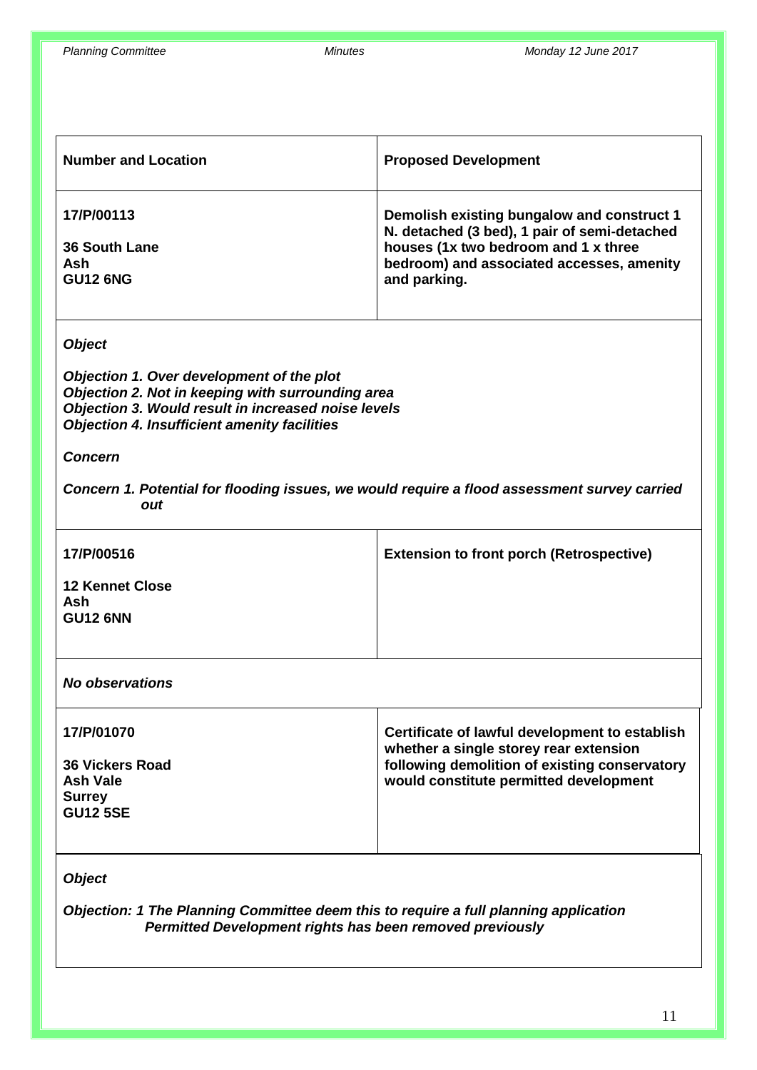| Number and Location | Proposed Development |
|---|---|
| **17/P/00113**<br><br>**36 South Lane**<br>**Ash**<br>**GU12 6NG** | **Demolish existing bungalow and construct 1 N. detached (3 bed), 1 pair of semi-detached houses (1x two bedroom and 1 x three bedroom) and associated accesses, amenity and parking.** |

***Object***

***Objection 1. Over development of the plot***
***Objection 2. Not in keeping with surrounding area***
***Objection 3. Would result in increased noise levels***
***Objection 4. Insufficient amenity facilities***

***Concern***

***Concern 1. Potential for flooding issues, we would require a flood assessment survey carried out***

| Number and Location | Proposed Development |
|---|---|
| **17/P/00516**<br><br>**12 Kennet Close**<br>**Ash**<br>**GU12 6NN** | **Extension to front porch (Retrospective)** |

***No observations***

| Number and Location | Proposed Development |
|---|---|
| **17/P/01070**<br><br>**36 Vickers Road**<br>**Ash Vale**<br>**Surrey**<br>**GU12 5SE** | **Certificate of lawful development to establish whether a single storey rear extension following demolition of existing conservatory would constitute permitted development** |

***Object***

***Objection: 1 The Planning Committee deem this to require a full planning application Permitted Development rights has been removed previously***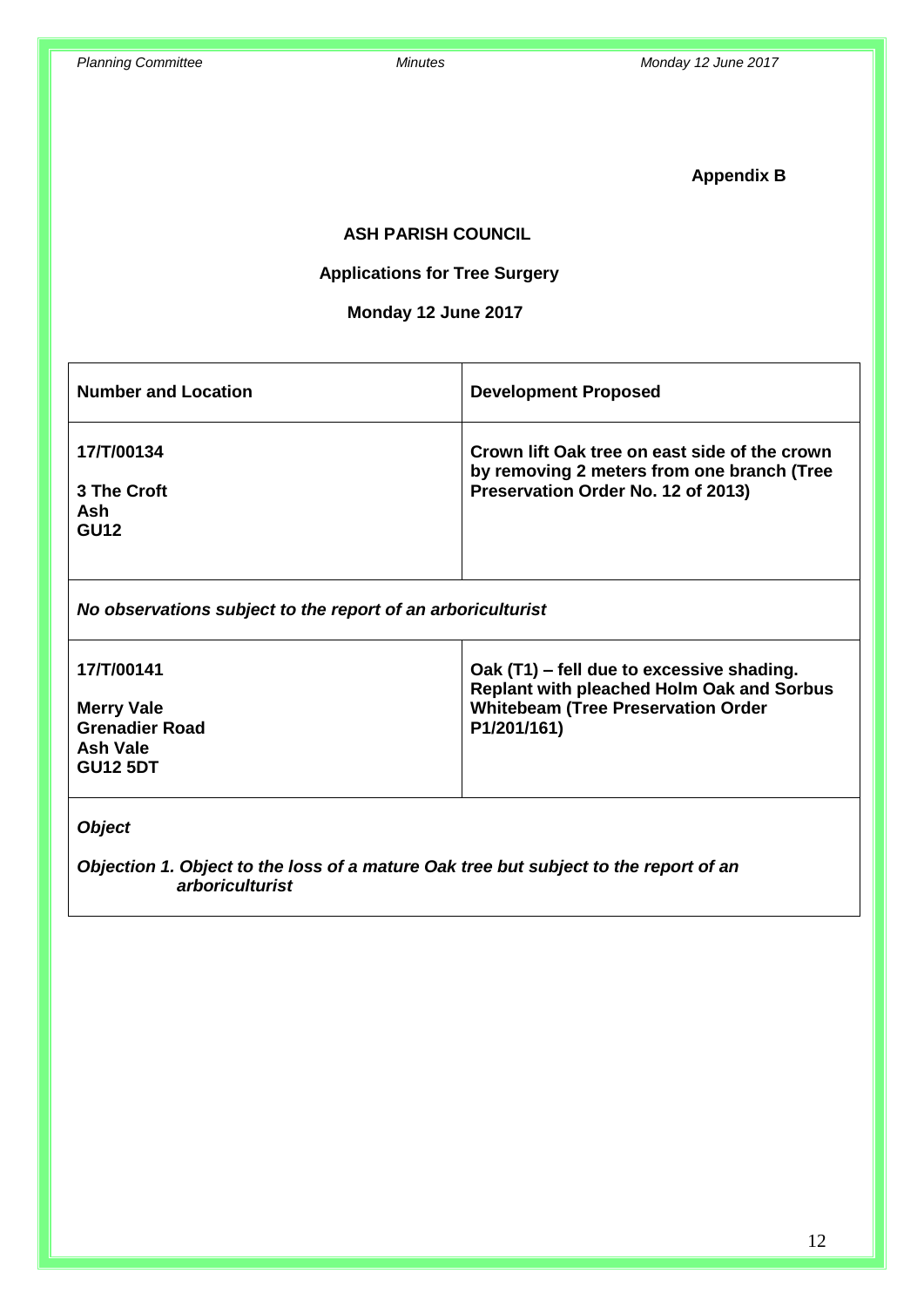**Appendix B**

**ASH PARISH COUNCIL**

**Applications for Tree Surgery**

**Monday 12 June 2017**

| **Number and Location** | **Development Proposed** |
|---|---|
| **17/T/00134**<br><br>**3 The Croft**<br>**Ash**<br>**GU12** | **Crown lift Oak tree on east side of the crown by removing 2 meters from one branch (Tree Preservation Order No. 12 of 2013)** |
| ***No observations subject to the report of an arboriculturist*** | |
| **17/T/00141**<br><br>**Merry Vale**<br>**Grenadier Road**<br>**Ash Vale**<br>**GU12 5DT** | **Oak (T1) – fell due to excessive shading. Replant with pleached Holm Oak and Sorbus Whitebeam (Tree Preservation Order P1/201/161)** |
| ***Object***<br><br>***Objection 1. Object to the loss of a mature Oak tree but subject to the report of an arboriculturist*** | |